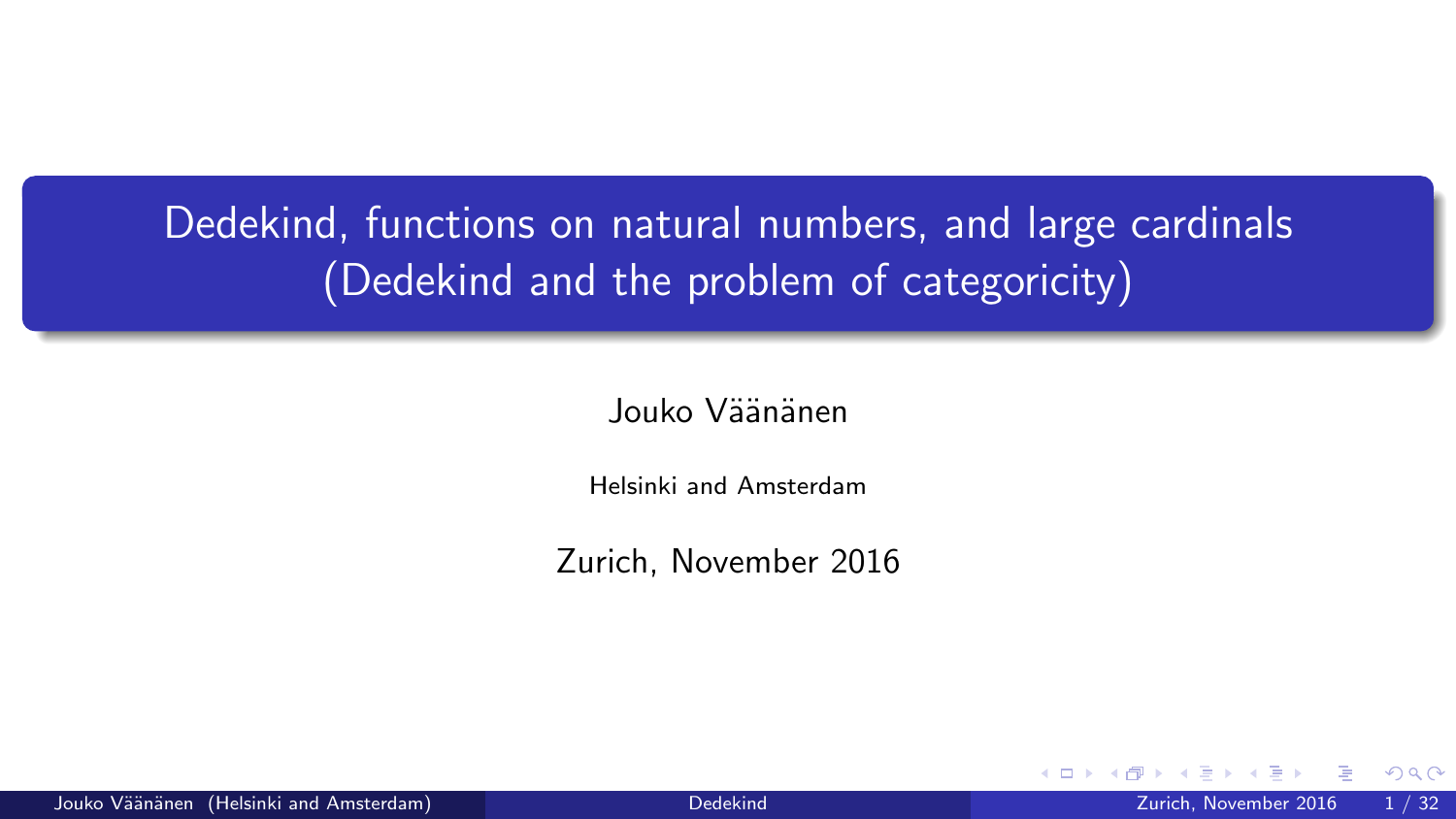# Dedekind, functions on natural numbers, and large cardinals (Dedekind and the problem of categoricity)

Jouko Väänänen

Helsinki and Amsterdam

Zurich, November 2016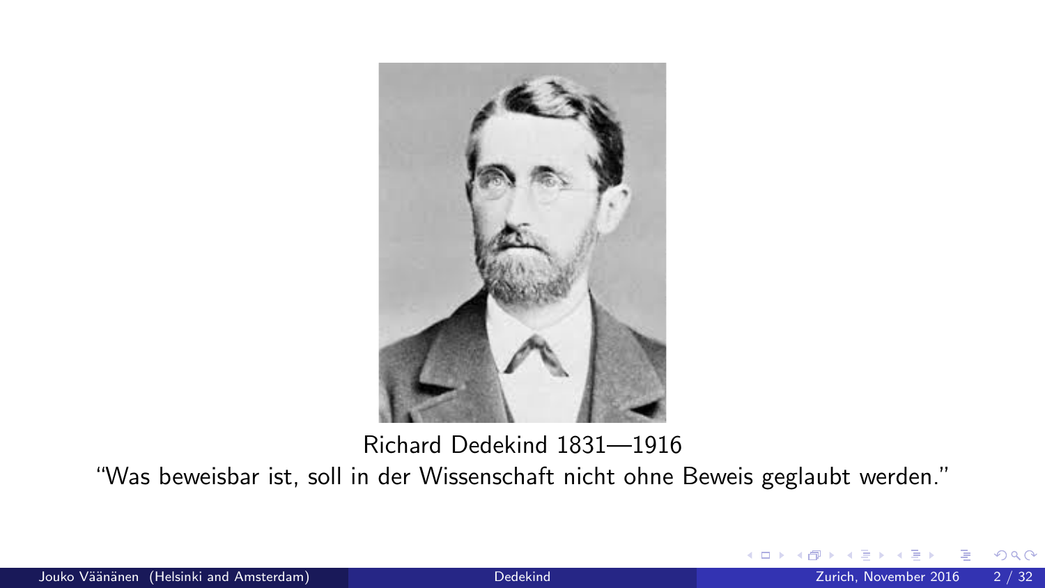Richard Dedekind 1831—1916

“Was beweisbar ist, soll in der Wissenschaft nicht ohne Beweis geglaubt werden.”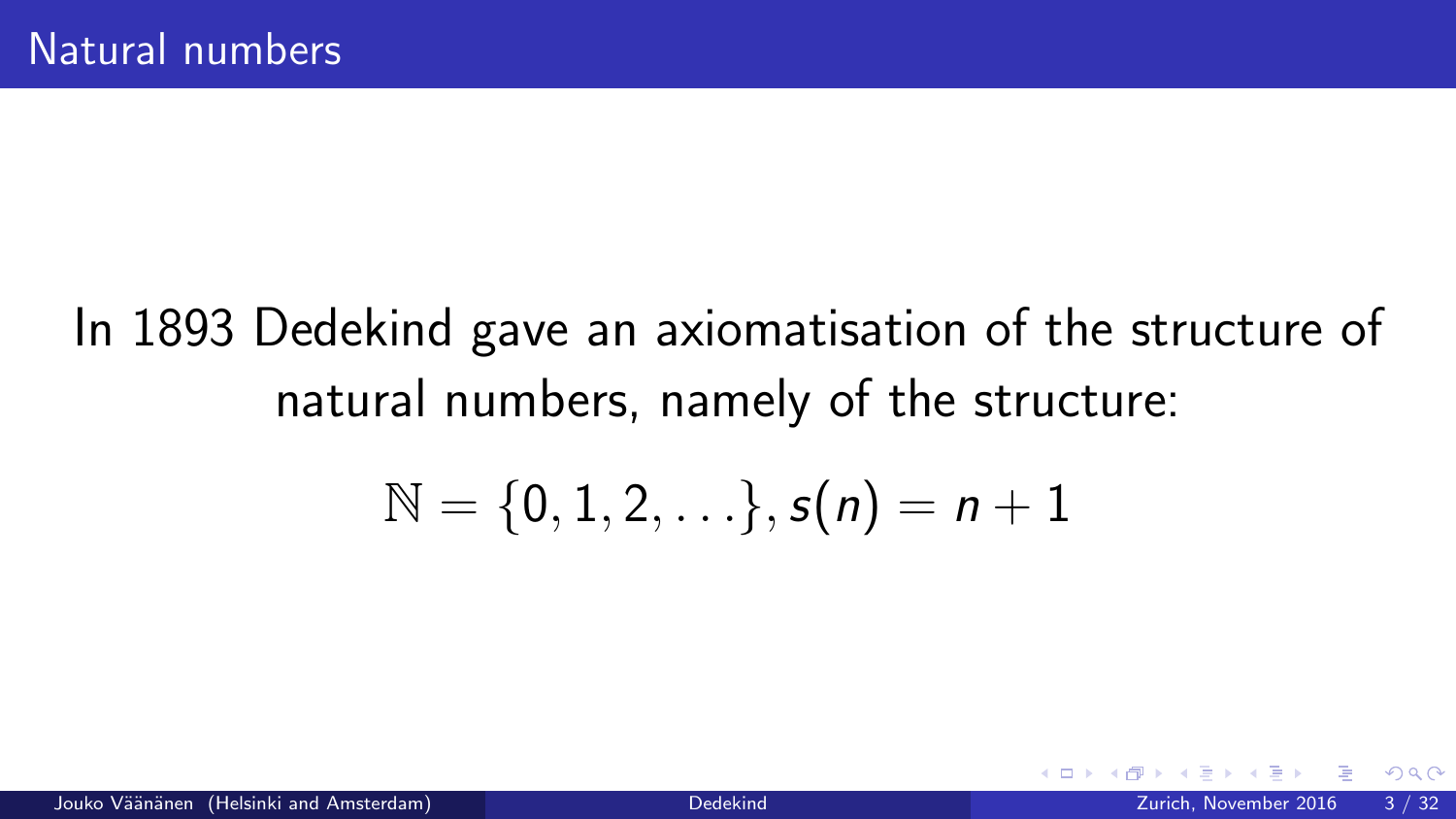# Natural numbers

In 1893 Dedekind gave an axiomatisation of the structure of natural numbers, namely of the structure:

$$\mathbb{N} = \{0, 1, 2, \ldots\}, s(n) = n + 1$$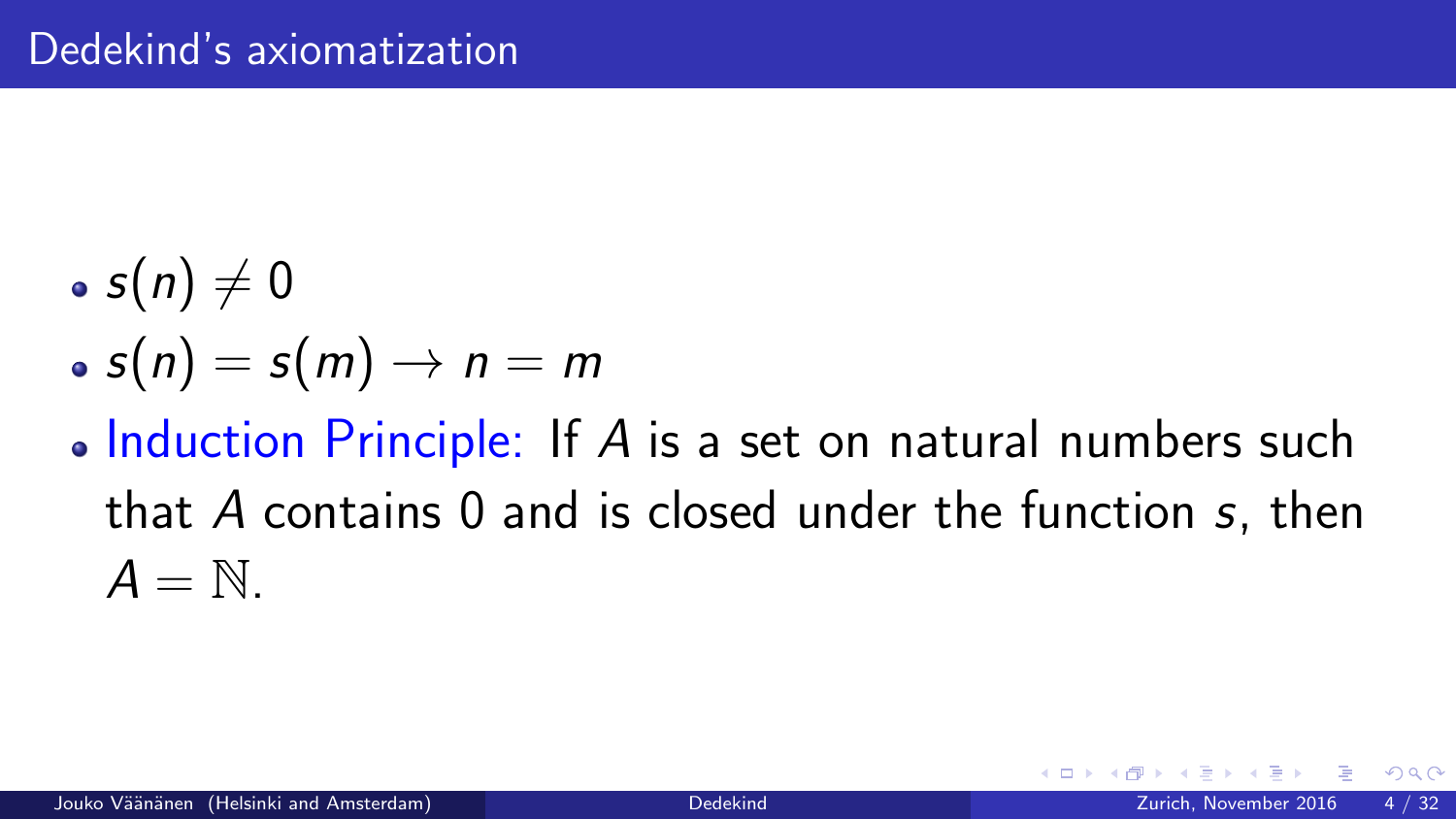# Dedekind's axiomatization

- $s(n) \neq 0$
- $s(n) = s(m) \rightarrow n = m$
- Induction Principle: If $A$ is a set on natural numbers such that $A$ contains 0 and is closed under the function $s$, then $A = \mathbb{N}$.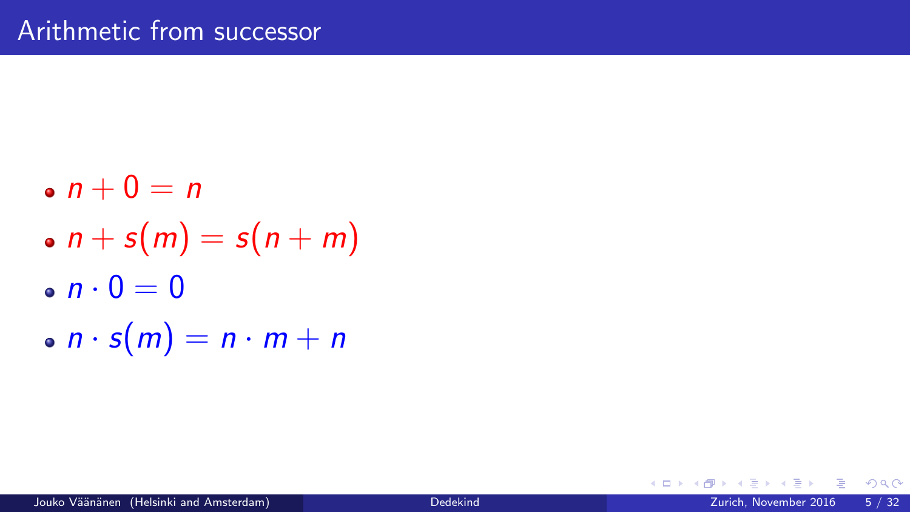# Arithmetic from successor

- $n + 0 = n$
- $n + s(m) = s(n + m)$
- $n \cdot 0 = 0$
- $n \cdot s(m) = n \cdot m + n$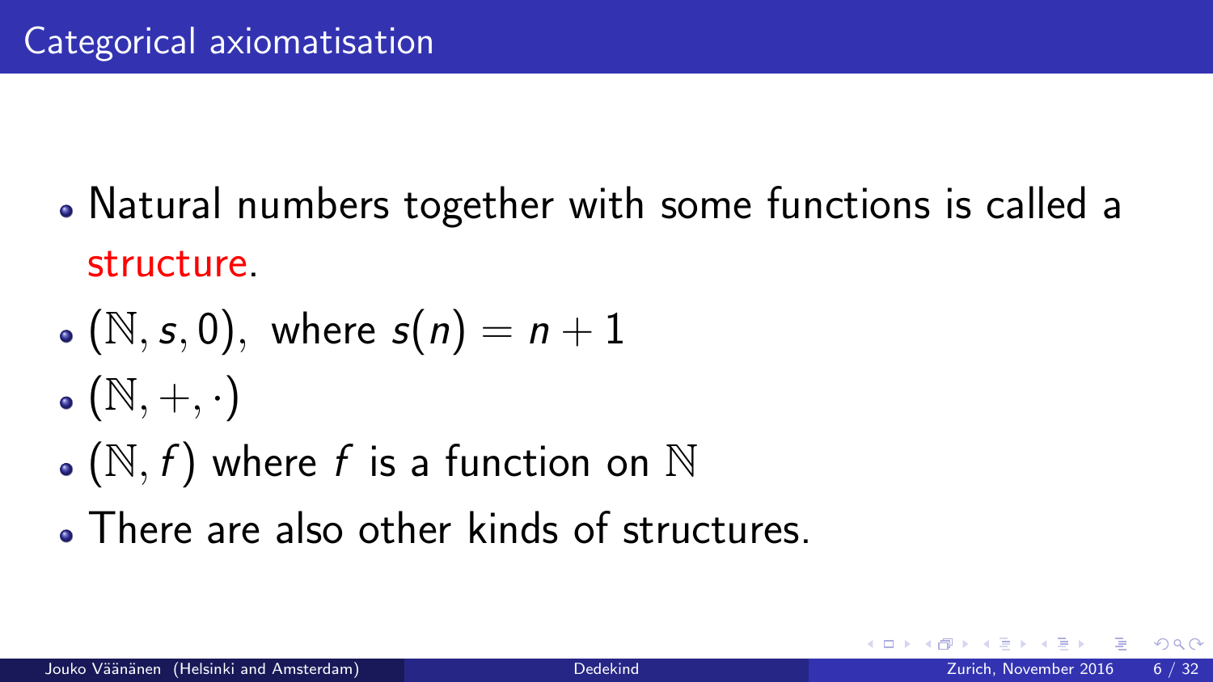# Categorical axiomatisation

- Natural numbers together with some functions is called a structure.
- $(\mathbb{N}, s, 0)$, where $s(n) = n + 1$
- $(\mathbb{N}, +, \cdot)$
- $(\mathbb{N}, f)$ where $f$ is a function on $\mathbb{N}$
- There are also other kinds of structures.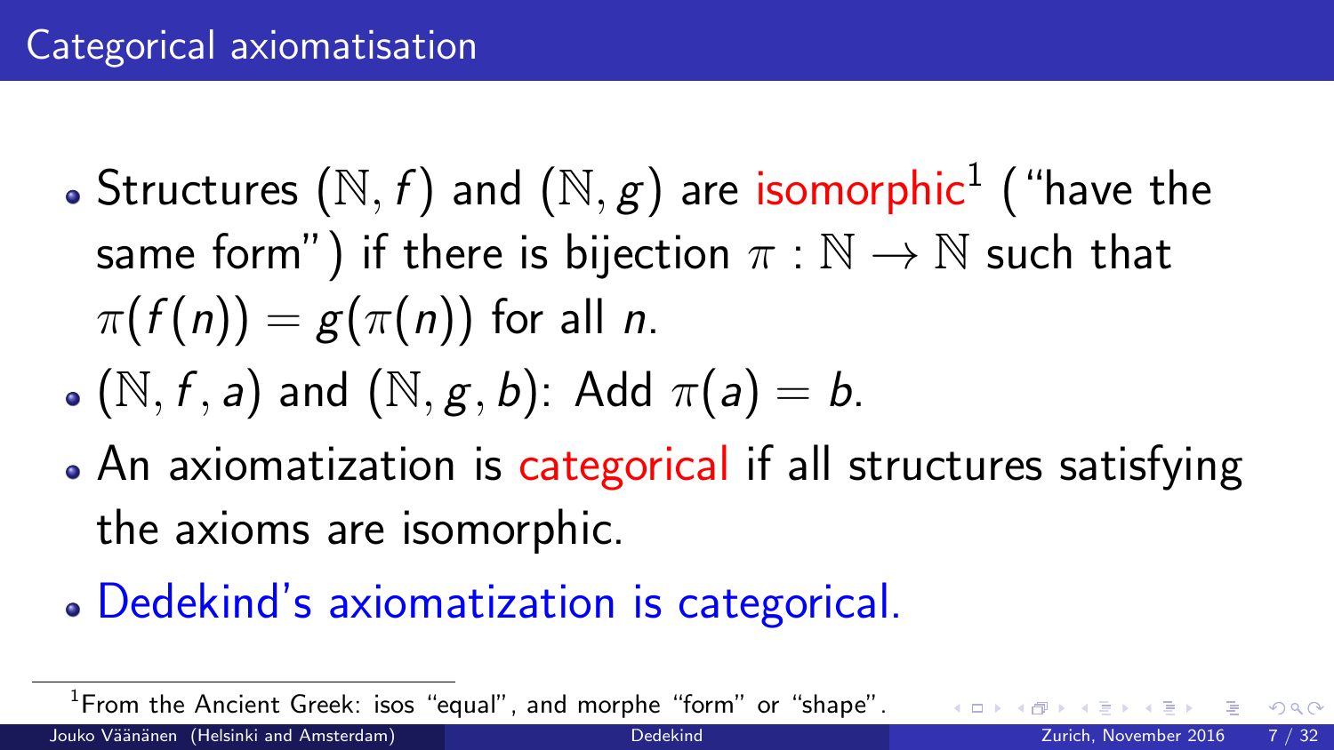## Categorical axiomatisation

- Structures $(\mathbb{N}, f)$ and $(\mathbb{N}, g)$ are isomorphic[1] ("have the same form") if there is bijection $\pi : \mathbb{N} \to \mathbb{N}$ such that $\pi(f(n)) = g(\pi(n))$ for all $n$.
- $(\mathbb{N}, f, a)$ and $(\mathbb{N}, g, b)$: Add $\pi(a) = b$.
- An axiomatization is categorical if all structures satisfying the axioms are isomorphic.
- Dedekind's axiomatization is categorical.

[1] From the Ancient Greek: isos "equal", and morphe "form" or "shape".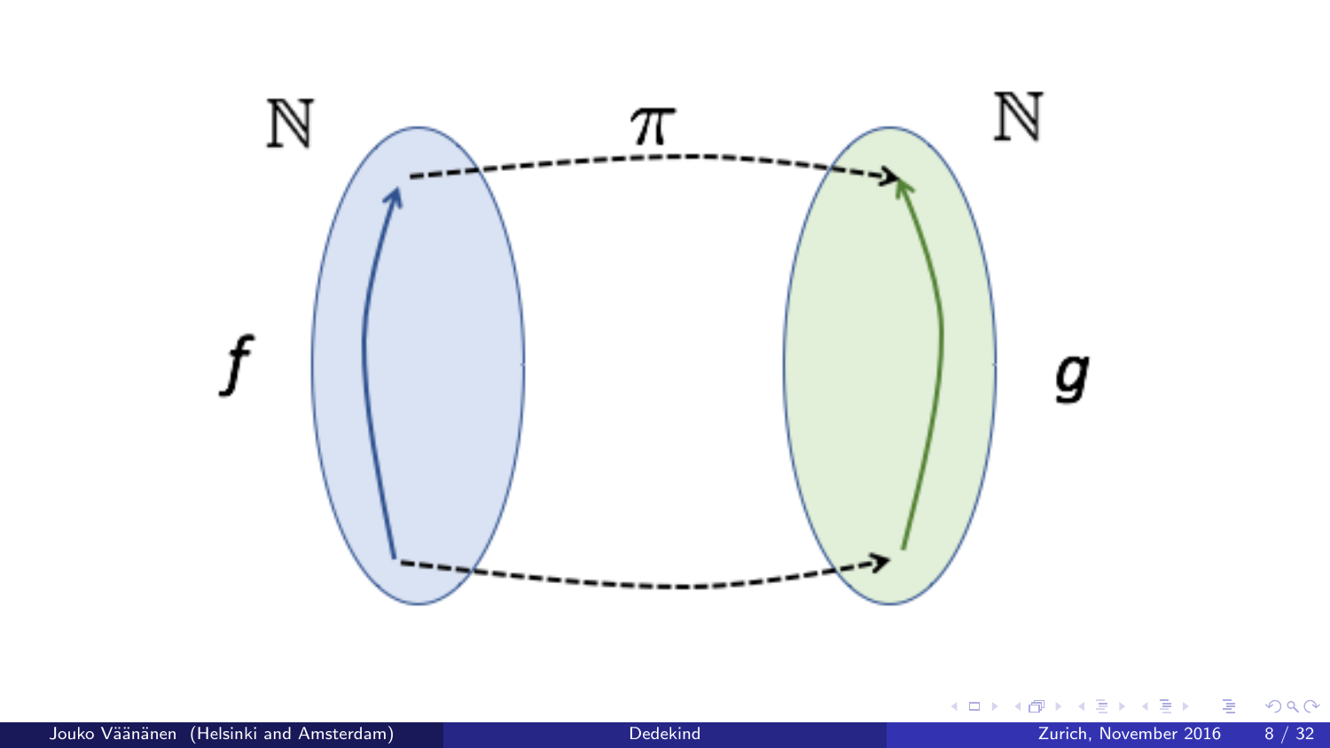$\mathbb{N}$ $\pi$ $\mathbb{N}$

$f$ $g$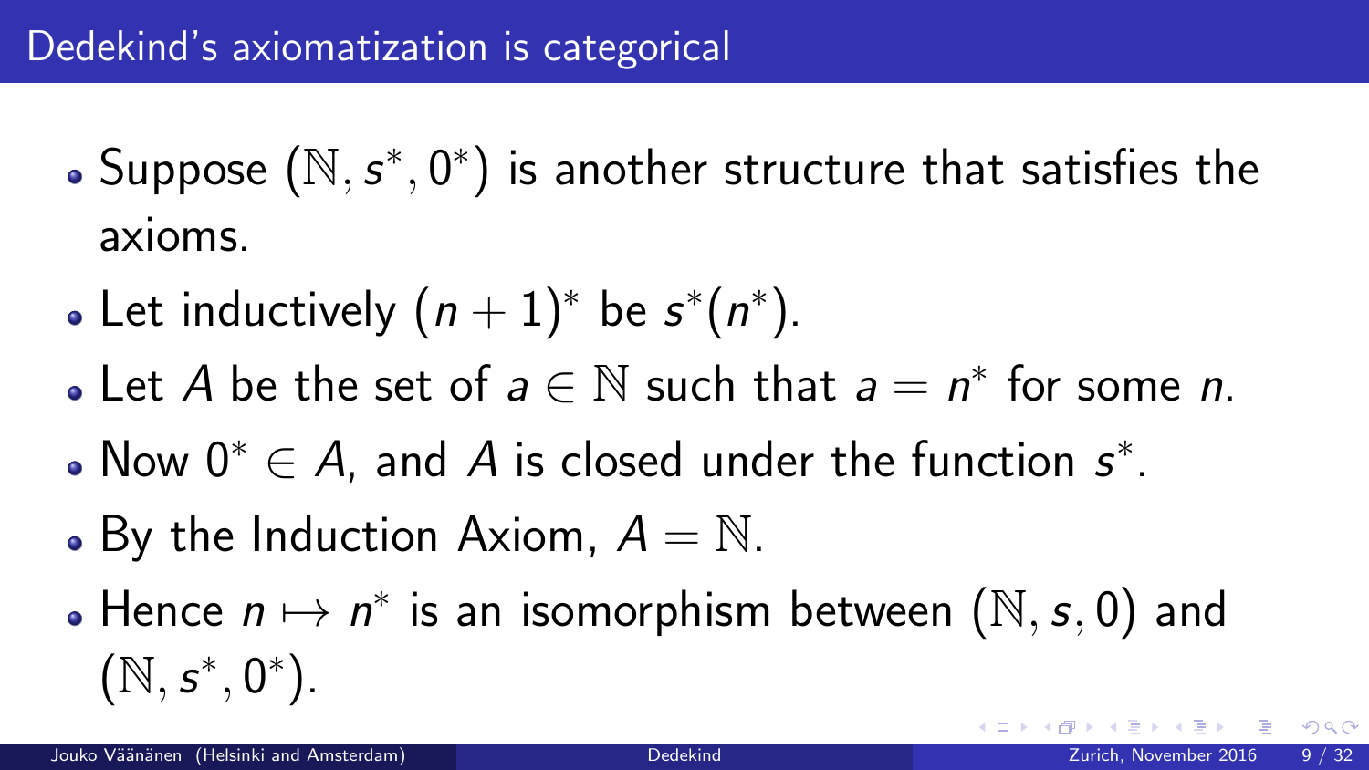## Dedekind's axiomatization is categorical

- Suppose $(\mathbb{N}, s^*, 0^*)$ is another structure that satisfies the axioms.
- Let inductively $(n+1)^*$ be $s^*(n^*)$.
- Let $A$ be the set of $a \in \mathbb{N}$ such that $a = n^*$ for some $n$.
- Now $0^* \in A$, and $A$ is closed under the function $s^*$.
- By the Induction Axiom, $A = \mathbb{N}$.
- Hence $n \mapsto n^*$ is an isomorphism between $(\mathbb{N}, s, 0)$ and $(\mathbb{N}, s^*, 0^*)$.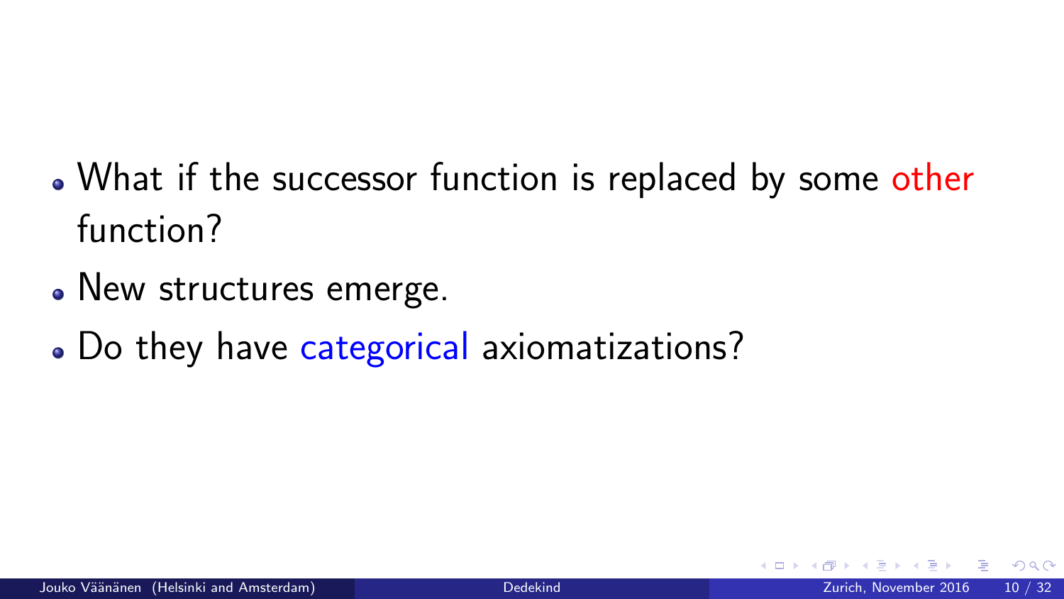- What if the successor function is replaced by some other function?
- New structures emerge.
- Do they have categorical axiomatizations?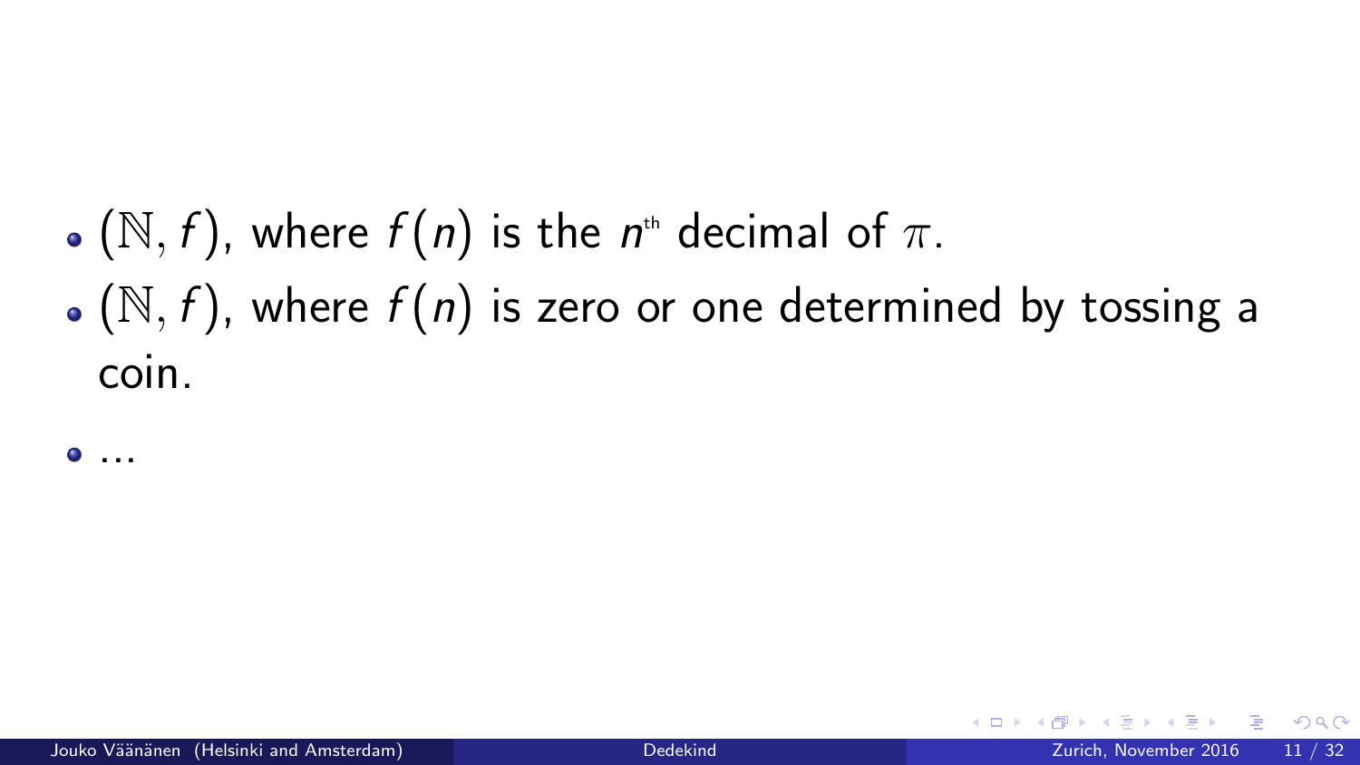- $(\mathbb{N}, f)$, where $f(n)$ is the $n^{\text{th}}$ decimal of $\pi$.
- $(\mathbb{N}, f)$, where $f(n)$ is zero or one determined by tossing a coin.
- ...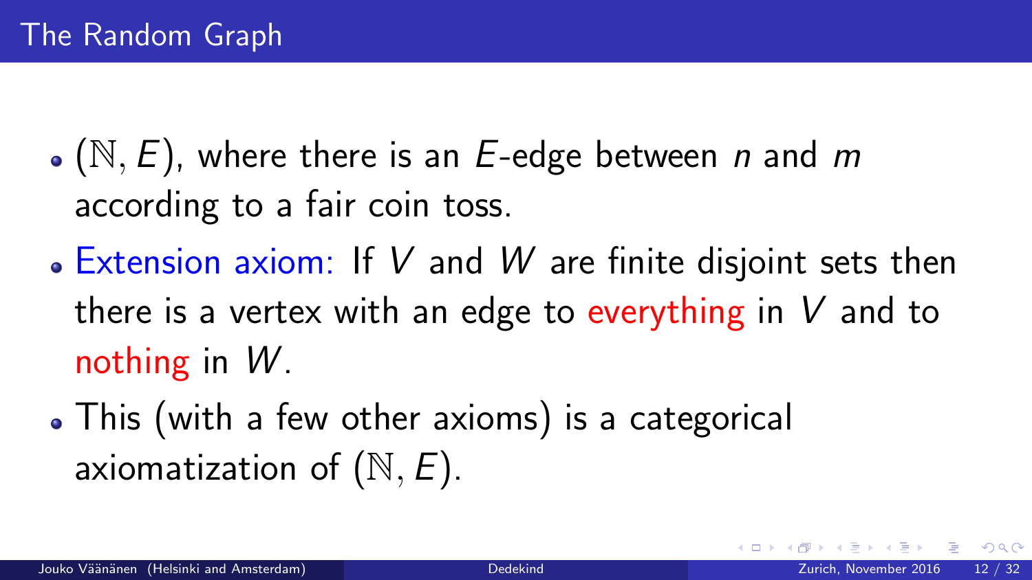## The Random Graph

- $(\mathbb{N}, E)$, where there is an $E$-edge between $n$ and $m$ according to a fair coin toss.
- Extension axiom: If $V$ and $W$ are finite disjoint sets then there is a vertex with an edge to everything in $V$ and to nothing in $W$.
- This (with a few other axioms) is a categorical axiomatization of $(\mathbb{N}, E)$.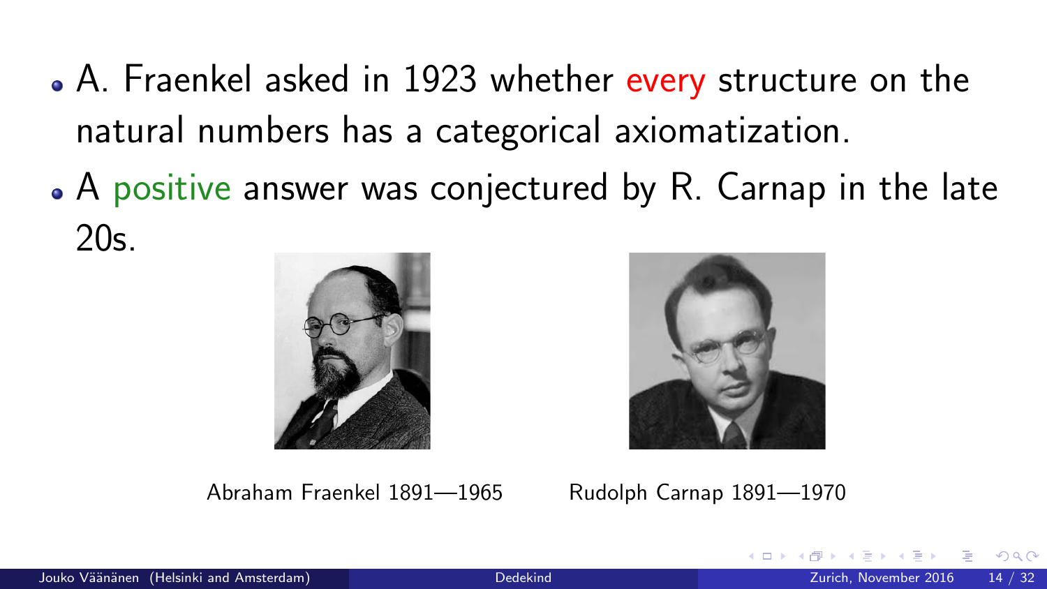- A. Fraenkel asked in 1923 whether every structure on the natural numbers has a categorical axiomatization.
- A positive answer was conjectured by R. Carnap in the late 20s.

Abraham Fraenkel 1891—1965

Rudolph Carnap 1891—1970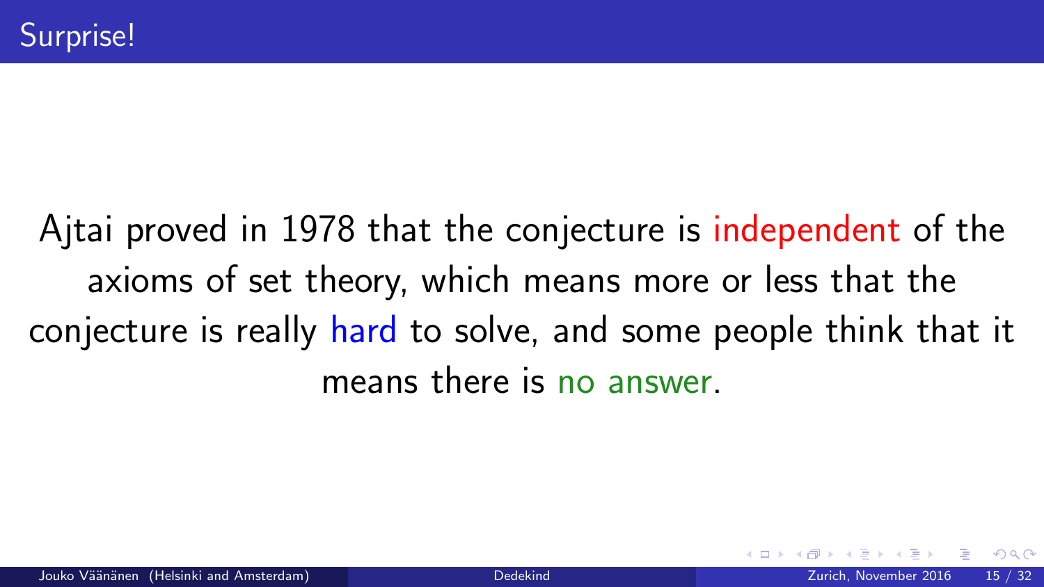# Surprise!

Ajtai proved in 1978 that the conjecture is independent of the axioms of set theory, which means more or less that the conjecture is really hard to solve, and some people think that it means there is no answer.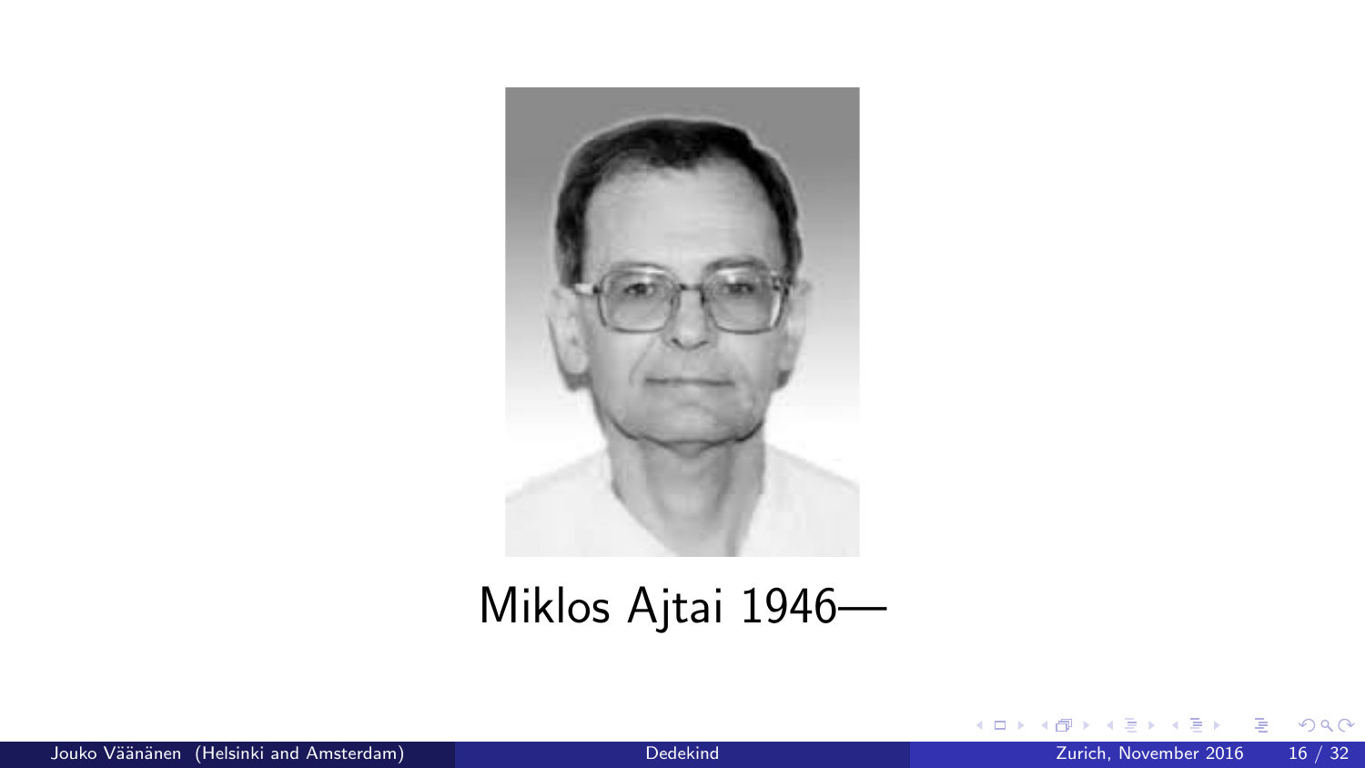Miklos Ajtai 1946—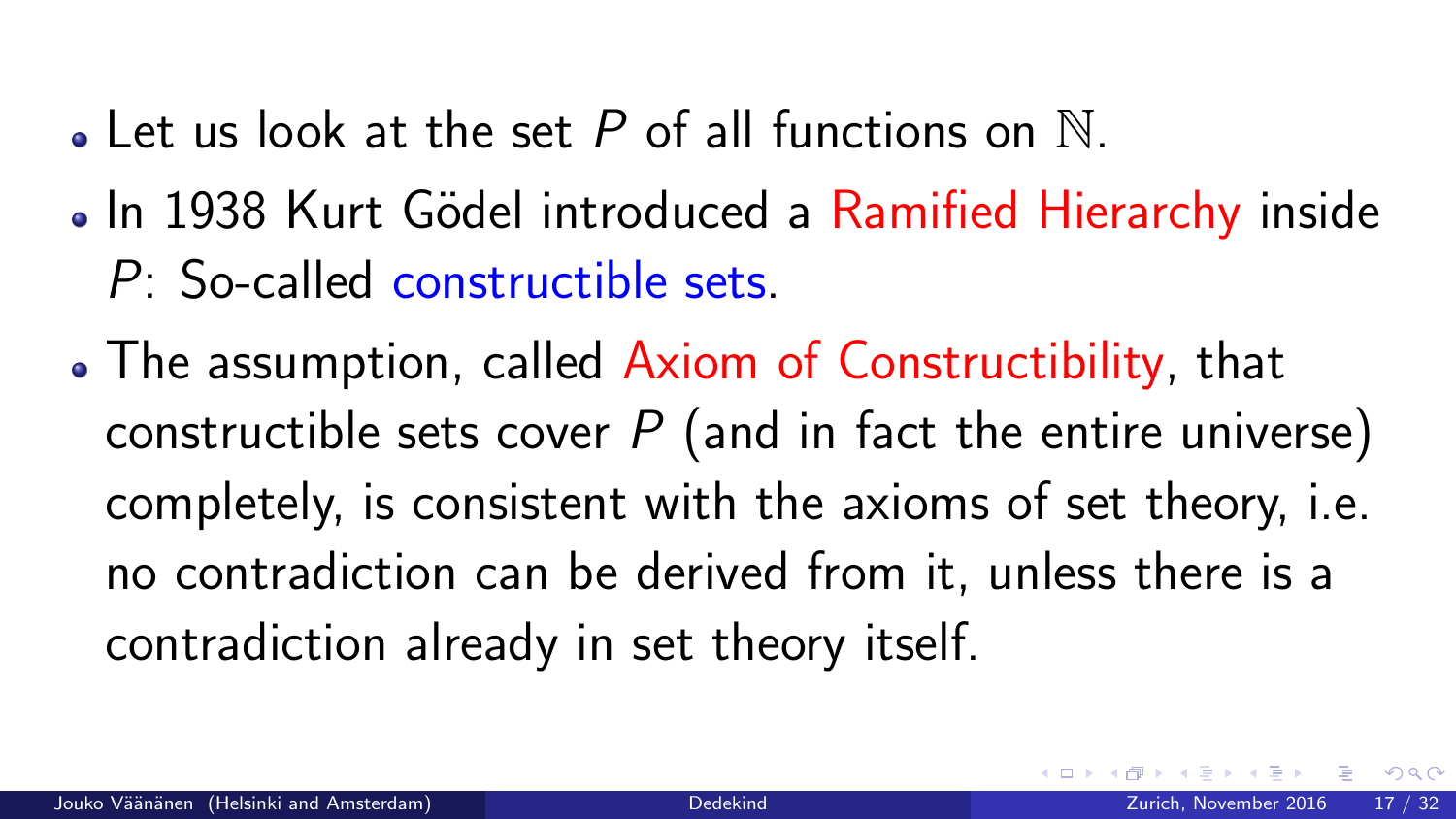- Let us look at the set $P$ of all functions on $\mathbb{N}$.
- In 1938 Kurt Gödel introduced a Ramified Hierarchy inside $P$: So-called constructible sets.
- The assumption, called Axiom of Constructibility, that constructible sets cover $P$ (and in fact the entire universe) completely, is consistent with the axioms of set theory, i.e. no contradiction can be derived from it, unless there is a contradiction already in set theory itself.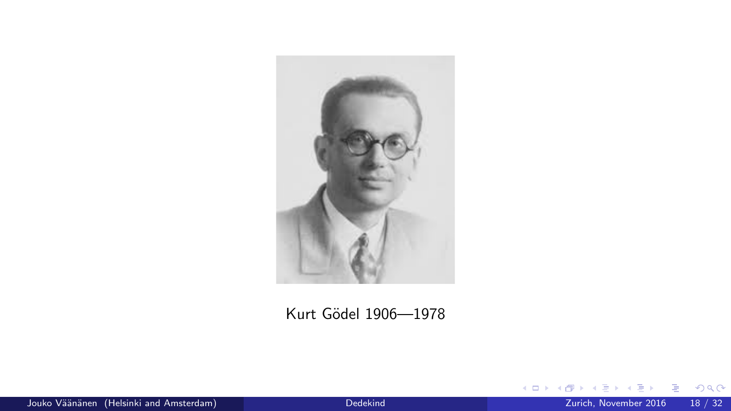Kurt Gödel 1906—1978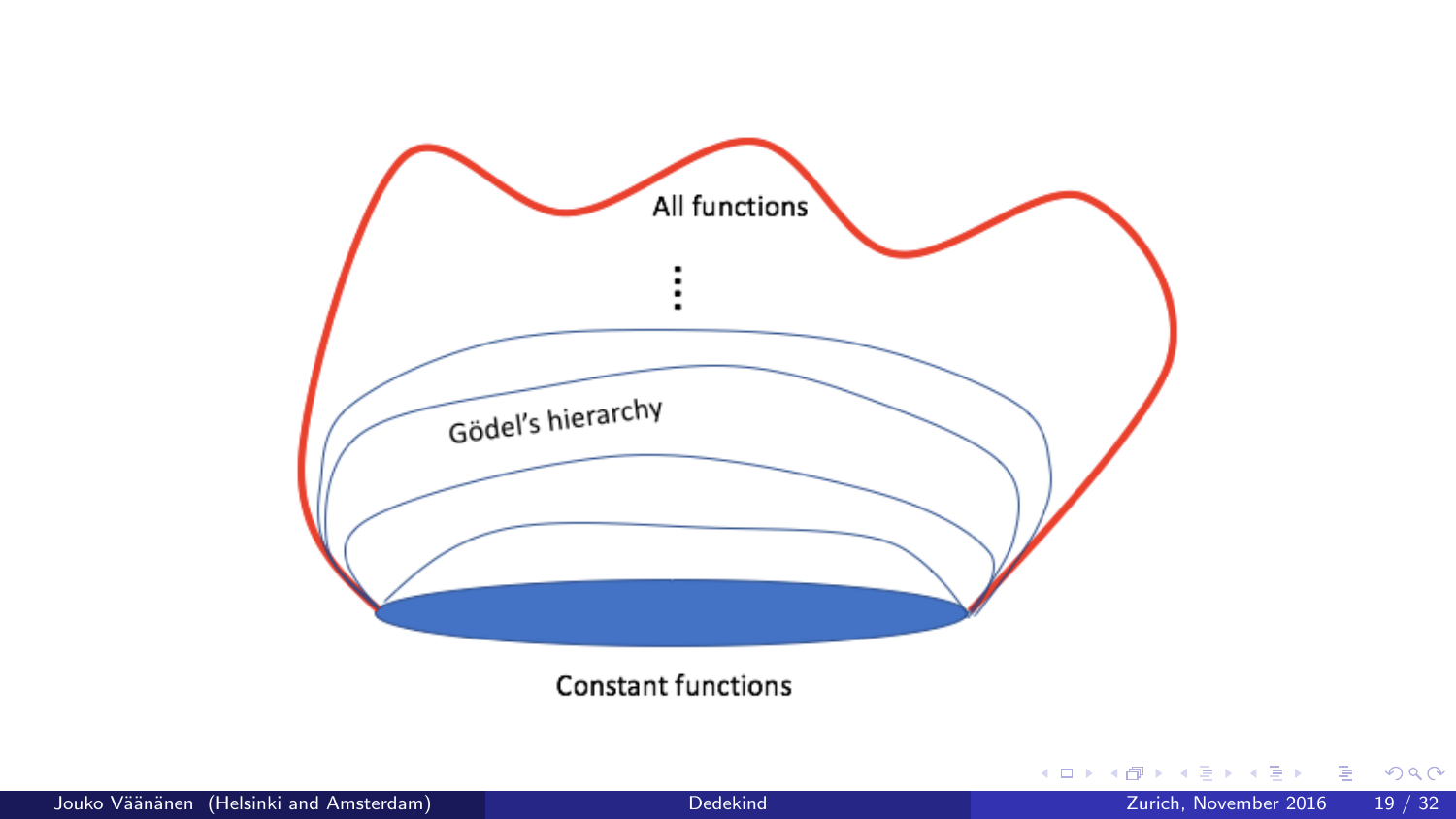All functions

⋮

Gödel's hierarchy

Constant functions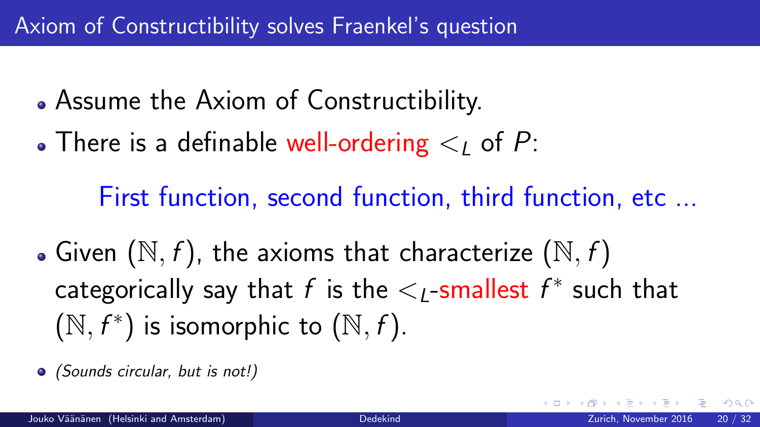## Axiom of Constructibility solves Fraenkel's question

- Assume the Axiom of Constructibility.
- There is a definable well-ordering $<_L$ of $P$:

  First function, second function, third function, etc ...

- Given $(\mathbb{N}, f)$, the axioms that characterize $(\mathbb{N}, f)$ categorically say that $f$ is the $<_L$-smallest $f^*$ such that $(\mathbb{N}, f^*)$ is isomorphic to $(\mathbb{N}, f)$.
- *(Sounds circular, but is not!)*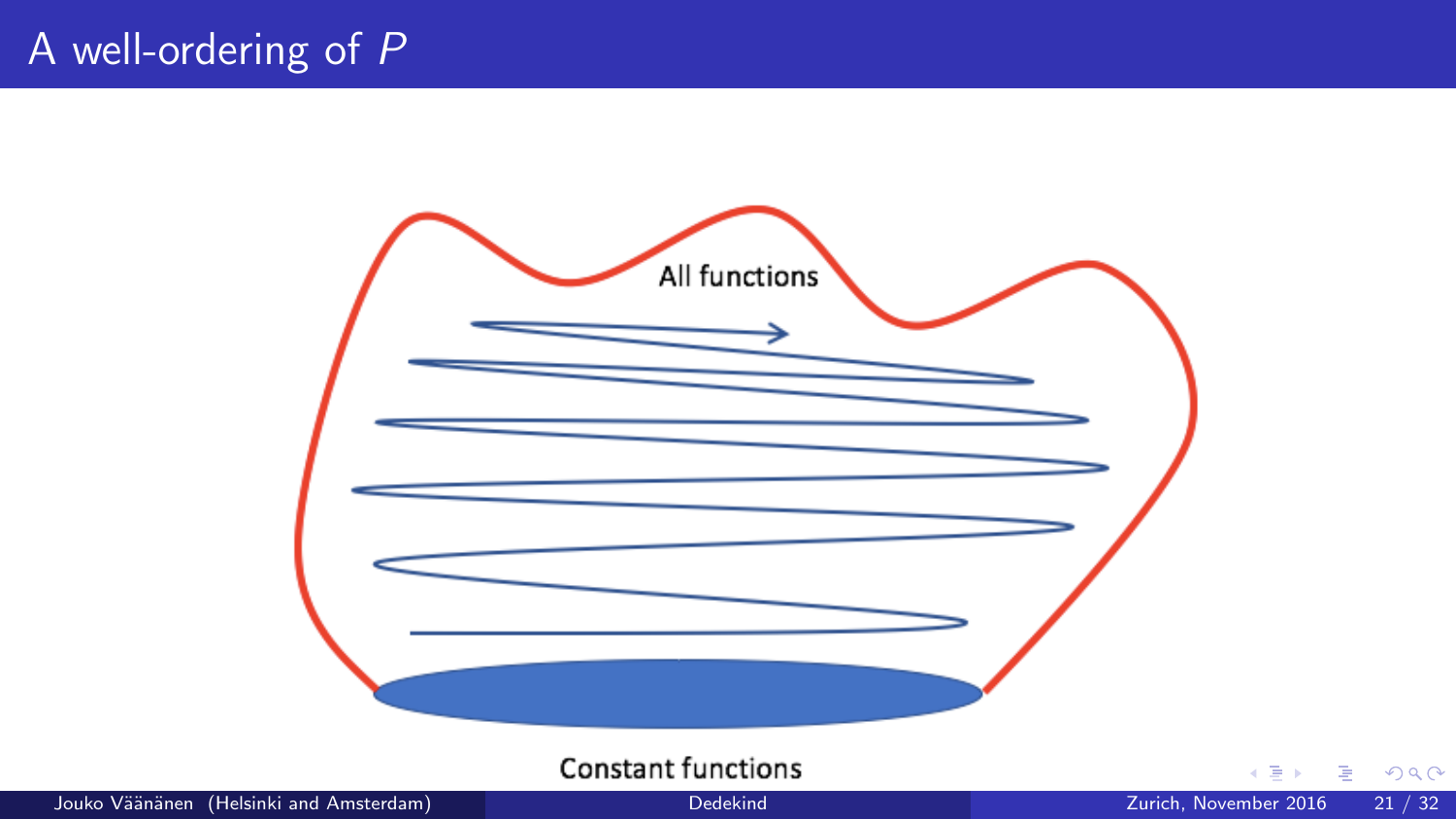# A well-ordering of $P$

All functions

Constant functions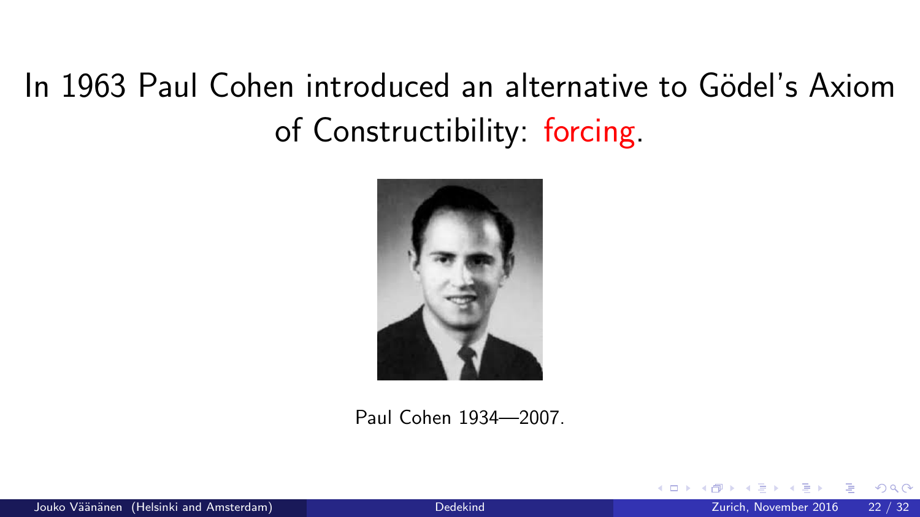In 1963 Paul Cohen introduced an alternative to Gödel's Axiom of Constructibility: forcing.

Paul Cohen 1934—2007.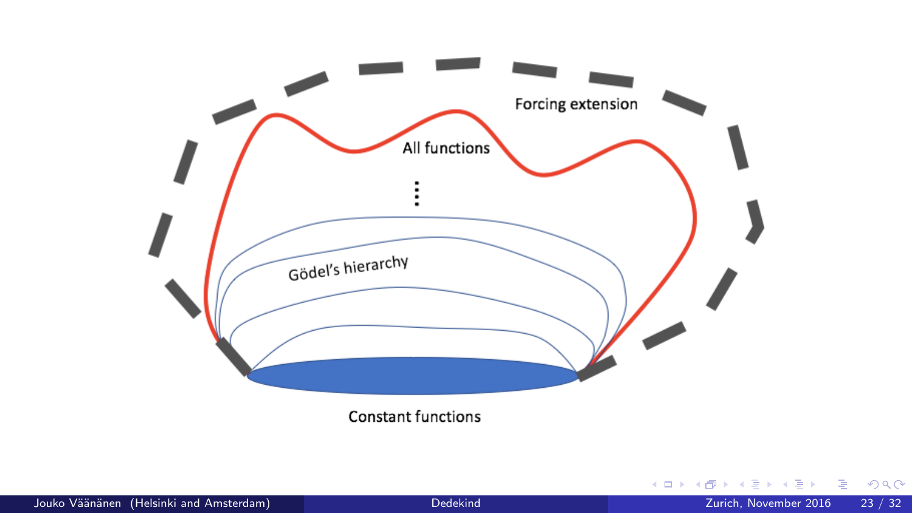Forcing extension

All functions

⋮

Gödel's hierarchy

Constant functions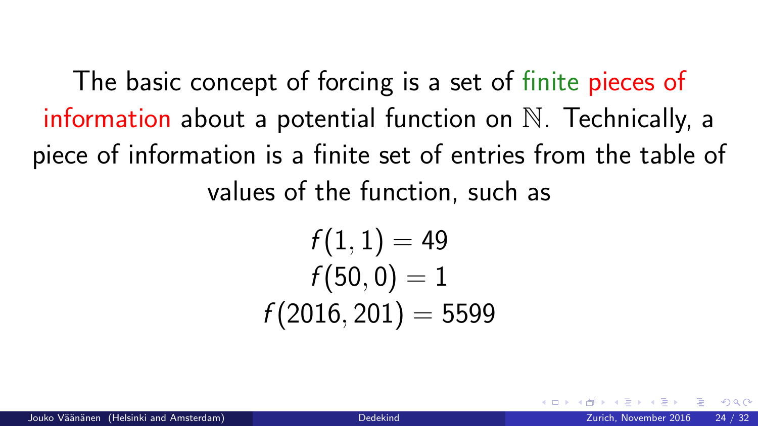The basic concept of forcing is a set of finite pieces of information about a potential function on $\mathbb{N}$. Technically, a piece of information is a finite set of entries from the table of values of the function, such as

$$f(1,1) = 49$$
$$f(50,0) = 1$$
$$f(2016,201) = 5599$$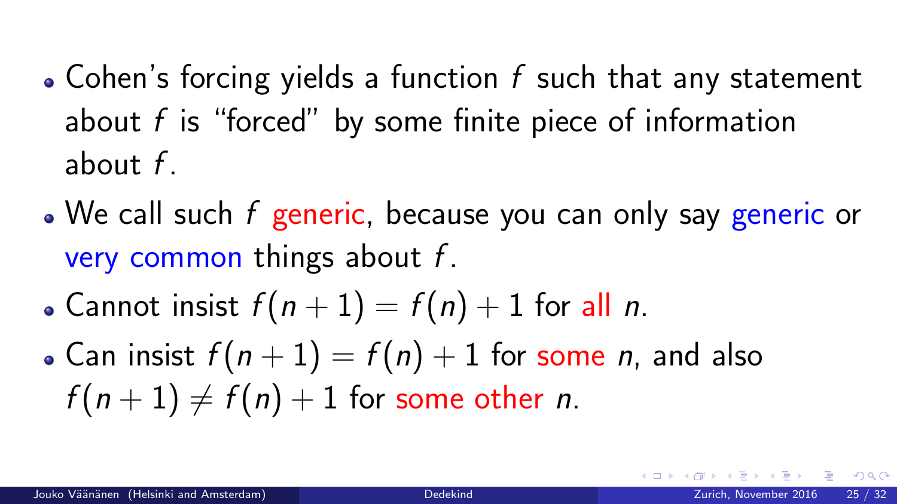- Cohen's forcing yields a function $f$ such that any statement about $f$ is "forced" by some finite piece of information about $f$.
- We call such $f$ generic, because you can only say generic or very common things about $f$.
- Cannot insist $f(n+1) = f(n) + 1$ for all $n$.
- Can insist $f(n+1) = f(n) + 1$ for some $n$, and also $f(n+1) \neq f(n) + 1$ for some other $n$.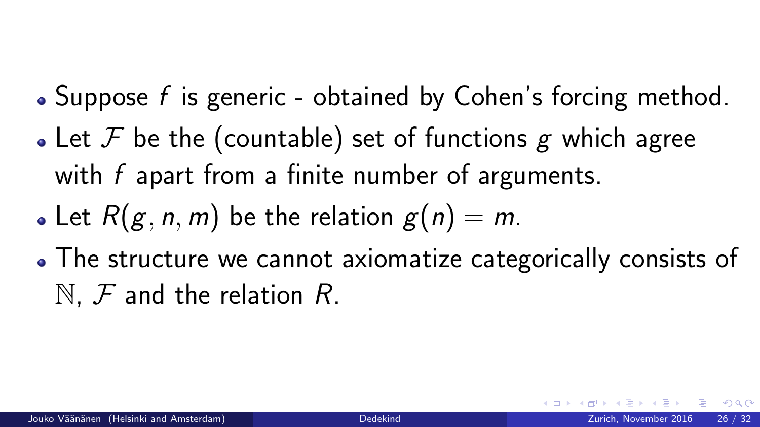- Suppose $f$ is generic - obtained by Cohen's forcing method.
- Let $\mathcal{F}$ be the (countable) set of functions $g$ which agree with $f$ apart from a finite number of arguments.
- Let $R(g, n, m)$ be the relation $g(n) = m$.
- The structure we cannot axiomatize categorically consists of $\mathbb{N}$, $\mathcal{F}$ and the relation $R$.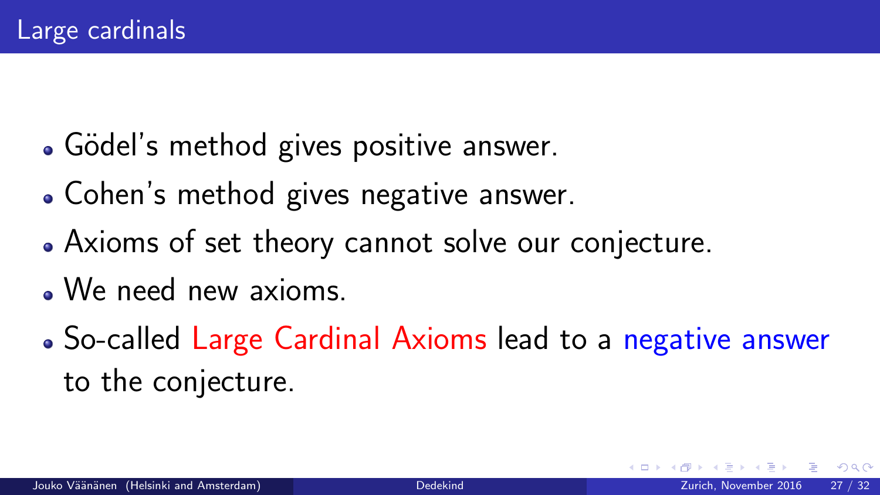## Large cardinals

- Gödel's method gives positive answer.
- Cohen's method gives negative answer.
- Axioms of set theory cannot solve our conjecture.
- We need new axioms.
- So-called Large Cardinal Axioms lead to a negative answer to the conjecture.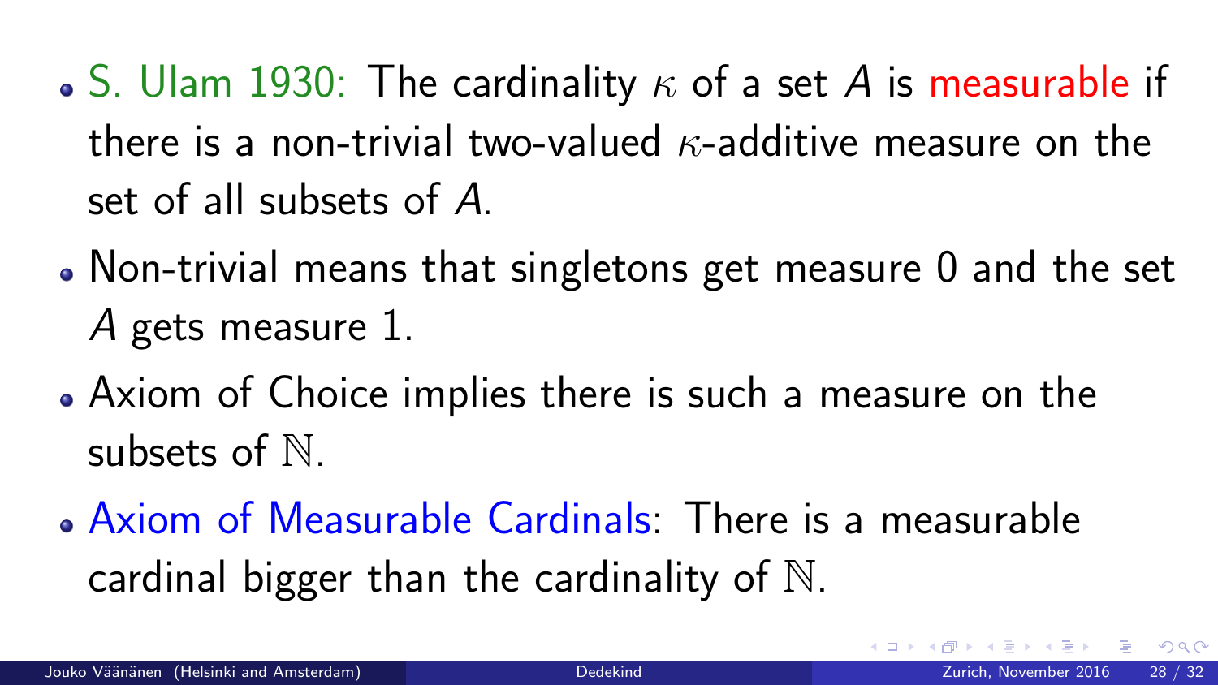- S. Ulam 1930: The cardinality $\kappa$ of a set $A$ is measurable if there is a non-trivial two-valued $\kappa$-additive measure on the set of all subsets of $A$.
- Non-trivial means that singletons get measure 0 and the set $A$ gets measure 1.
- Axiom of Choice implies there is such a measure on the subsets of $\mathbb{N}$.
- Axiom of Measurable Cardinals: There is a measurable cardinal bigger than the cardinality of $\mathbb{N}$.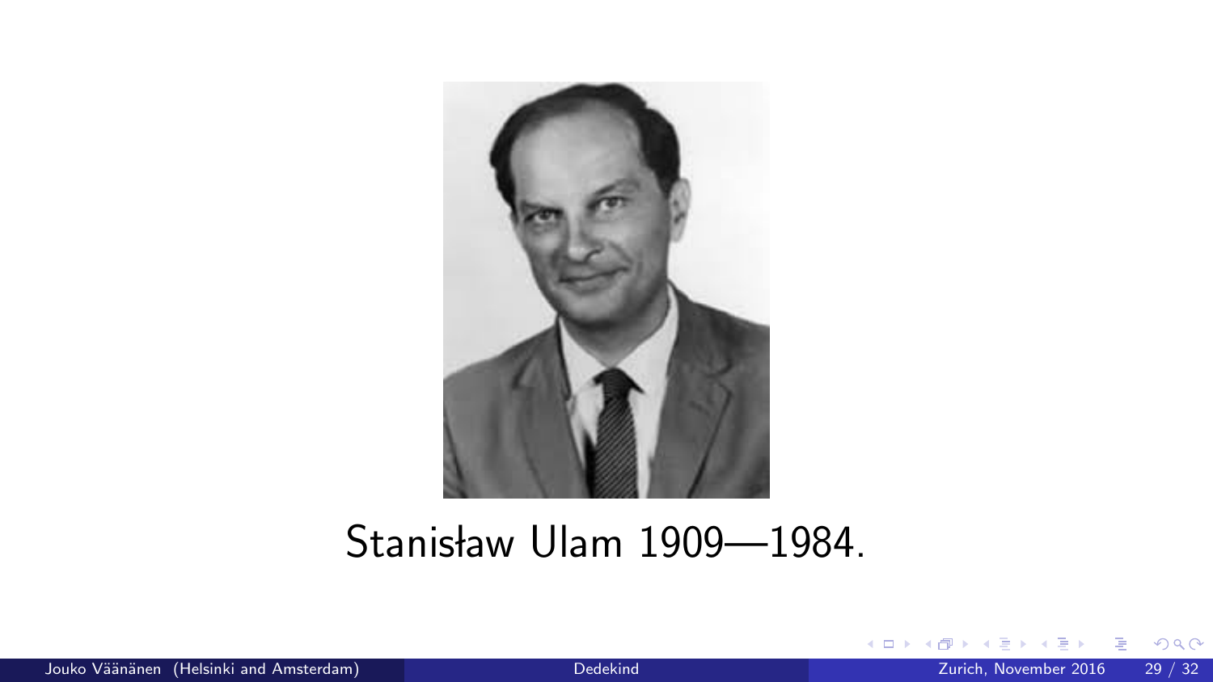Stanisław Ulam 1909—1984.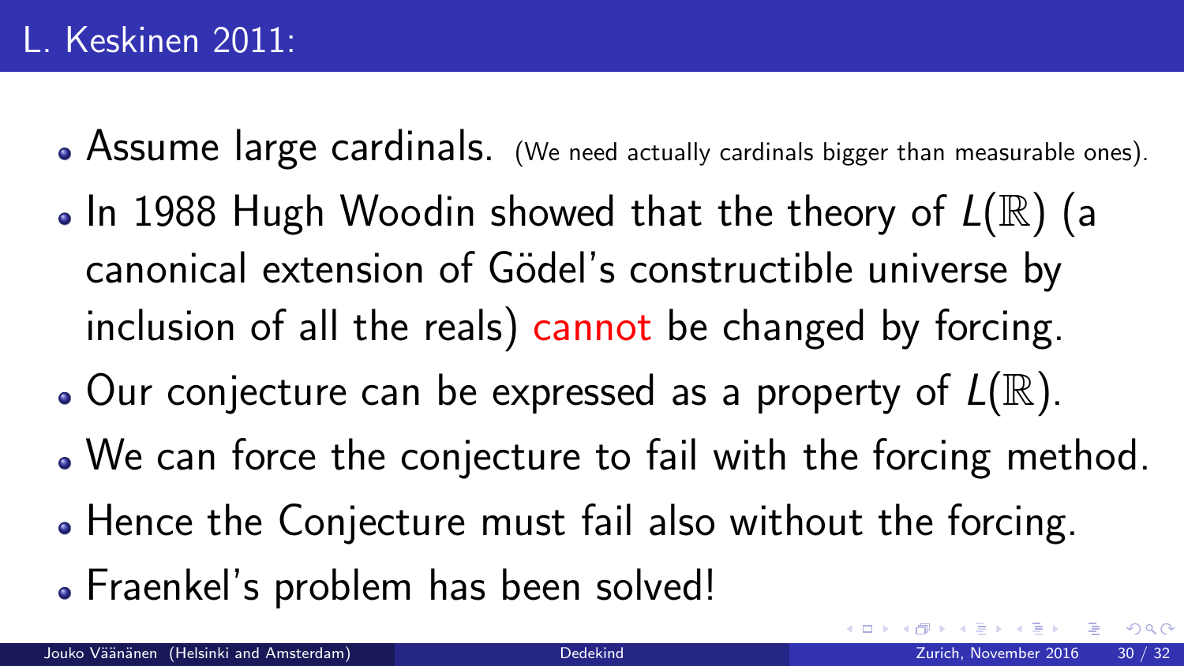## L. Keskinen 2011:

- Assume large cardinals. (We need actually cardinals bigger than measurable ones).
- In 1988 Hugh Woodin showed that the theory of $L(\mathbb{R})$ (a canonical extension of Gödel's constructible universe by inclusion of all the reals) cannot be changed by forcing.
- Our conjecture can be expressed as a property of $L(\mathbb{R})$.
- We can force the conjecture to fail with the forcing method.
- Hence the Conjecture must fail also without the forcing.
- Fraenkel's problem has been solved!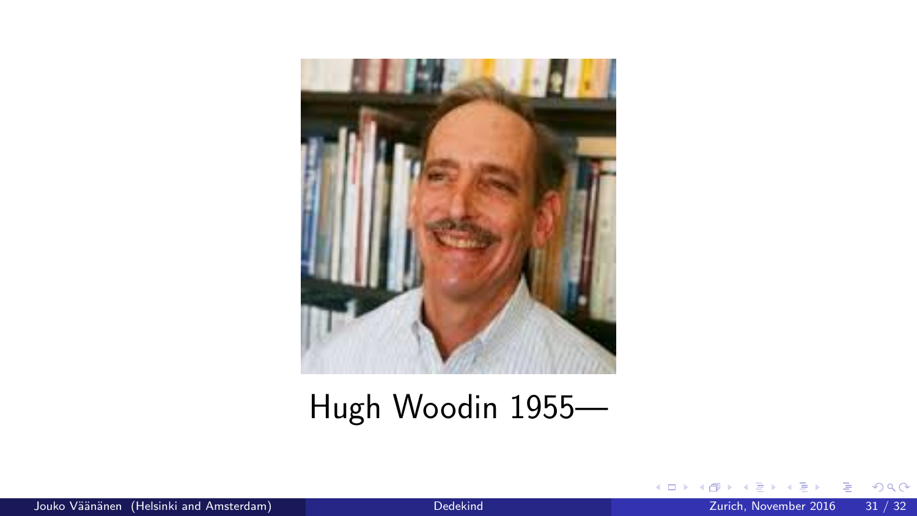Hugh Woodin 1955—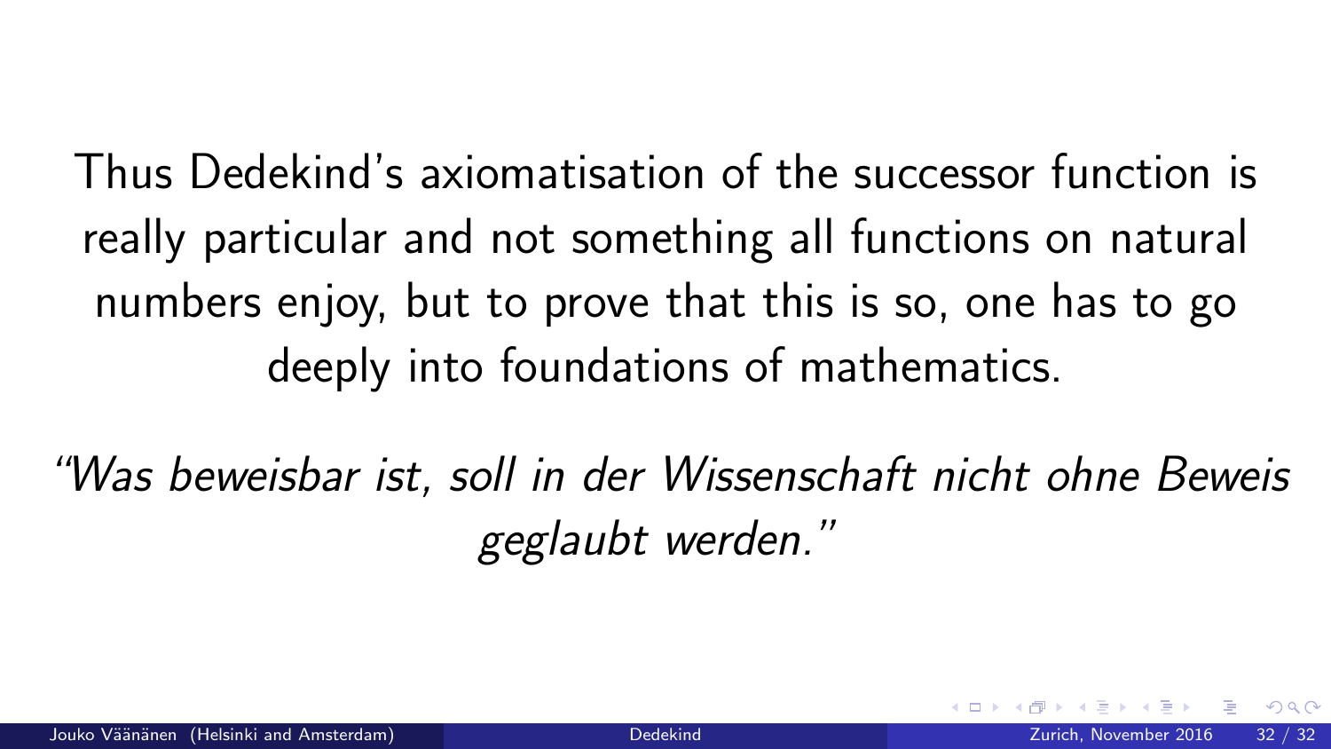Thus Dedekind's axiomatisation of the successor function is really particular and not something all functions on natural numbers enjoy, but to prove that this is so, one has to go deeply into foundations of mathematics.

*"Was beweisbar ist, soll in der Wissenschaft nicht ohne Beweis geglaubt werden."*